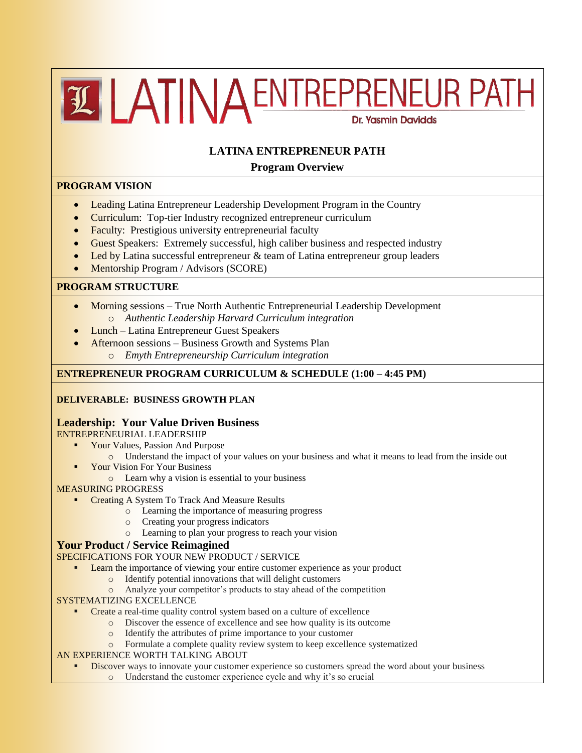# LATINA ENTREPRENEUR PATH

Dr. Yasmin Davidds

## LATINA ENTREPRENEUR PATH

### Program Overview

**PROGRAM VISION**

- Leading Latina Entrepreneur Leadership Development Program in the Country
- Curriculum: Top-tier Industry recognized entrepreneur curriculum
- Faculty: Prestigious university entrepreneurial faculty
- Guest Speakers: Extremely successful, high caliber business and respected industry
- Led by Latina successful entrepreneur & team of Latina entrepreneur group leaders
- Mentorship Program / Advisors (SCORE)

**PROGRAM STRUCTURE**

- Morning sessions – True North Authentic Entrepreneurial Leadership Development
  - *Authentic Leadership Harvard Curriculum integration*
- Lunch – Latina Entrepreneur Guest Speakers
- Afternoon sessions – Business Growth and Systems Plan
  - *Emyth Entrepreneurship Curriculum integration*

**ENTREPRENEUR PROGRAM CURRICULUM & SCHEDULE (1:00 – 4:45 PM)**

**DELIVERABLE: BUSINESS GROWTH PLAN**

### Leadership: Your Value Driven Business

ENTREPRENEURIAL LEADERSHIP

- Your Values, Passion And Purpose
  - Understand the impact of your values on your business and what it means to lead from the inside out
- Your Vision For Your Business
  - Learn why a vision is essential to your business

MEASURING PROGRESS

- Creating A System To Track And Measure Results
  - Learning the importance of measuring progress
  - Creating your progress indicators
  - Learning to plan your progress to reach your vision

### Your Product / Service Reimagined

SPECIFICATIONS FOR YOUR NEW PRODUCT / SERVICE

- Learn the importance of viewing your entire customer experience as your product
  - Identify potential innovations that will delight customers
  - Analyze your competitor's products to stay ahead of the competition

SYSTEMATIZING EXCELLENCE

- Create a real-time quality control system based on a culture of excellence
  - Discover the essence of excellence and see how quality is its outcome
  - Identify the attributes of prime importance to your customer
  - Formulate a complete quality review system to keep excellence systematized

AN EXPERIENCE WORTH TALKING ABOUT

- Discover ways to innovate your customer experience so customers spread the word about your business
  - Understand the customer experience cycle and why it's so crucial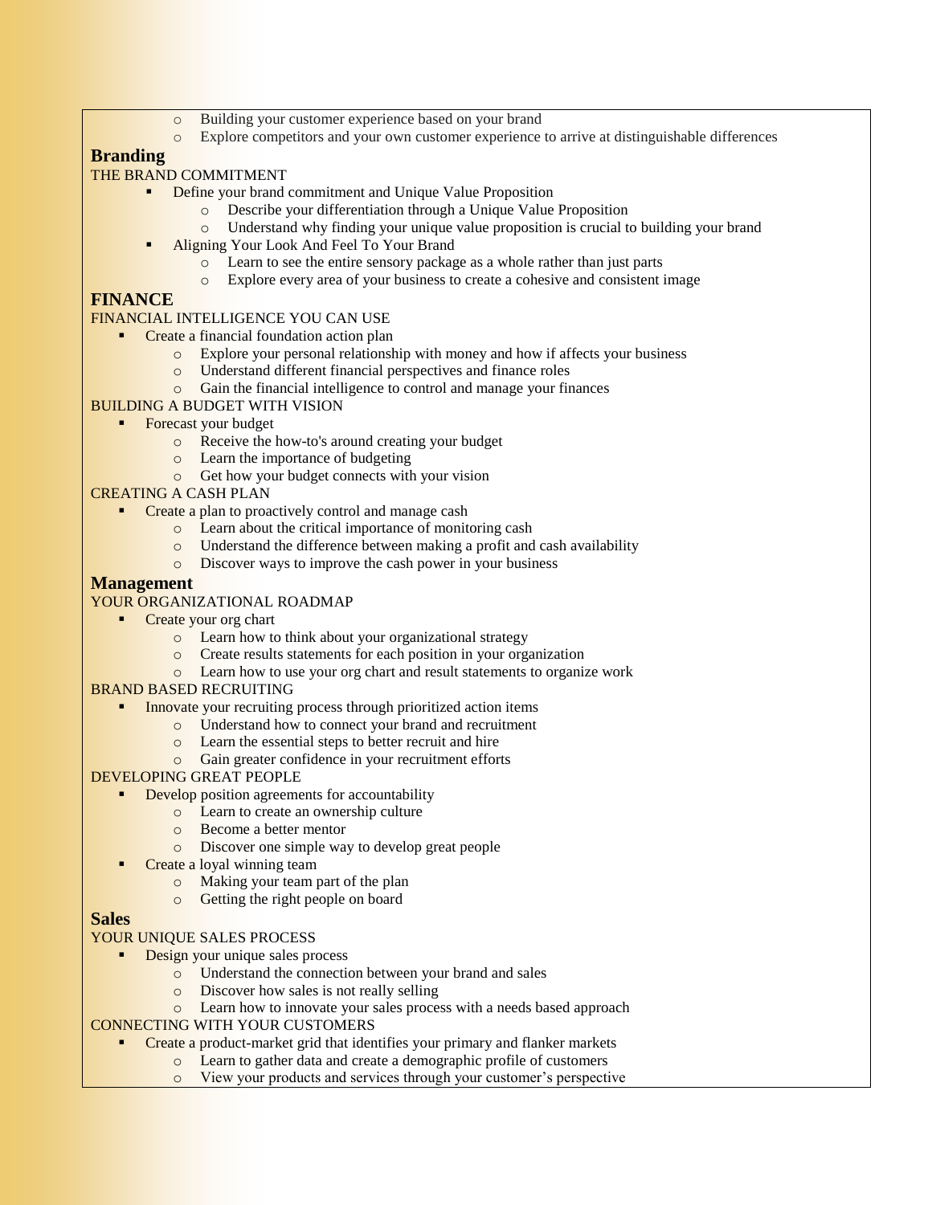- Building your customer experience based on your brand
- Explore competitors and your own customer experience to arrive at distinguishable differences

## Branding

THE BRAND COMMITMENT

- Define your brand commitment and Unique Value Proposition
  - Describe your differentiation through a Unique Value Proposition
  - Understand why finding your unique value proposition is crucial to building your brand
- Aligning Your Look And Feel To Your Brand
  - Learn to see the entire sensory package as a whole rather than just parts
  - Explore every area of your business to create a cohesive and consistent image

## FINANCE

FINANCIAL INTELLIGENCE YOU CAN USE

- Create a financial foundation action plan
  - Explore your personal relationship with money and how if affects your business
  - Understand different financial perspectives and finance roles
  - Gain the financial intelligence to control and manage your finances

BUILDING A BUDGET WITH VISION

- Forecast your budget
  - Receive the how-to's around creating your budget
  - Learn the importance of budgeting
  - Get how your budget connects with your vision

CREATING A CASH PLAN

- Create a plan to proactively control and manage cash
  - Learn about the critical importance of monitoring cash
  - Understand the difference between making a profit and cash availability
  - Discover ways to improve the cash power in your business

## Management

YOUR ORGANIZATIONAL ROADMAP

- Create your org chart
  - Learn how to think about your organizational strategy
  - Create results statements for each position in your organization
  - Learn how to use your org chart and result statements to organize work

BRAND BASED RECRUITING

- Innovate your recruiting process through prioritized action items
  - Understand how to connect your brand and recruitment
  - Learn the essential steps to better recruit and hire
  - Gain greater confidence in your recruitment efforts

DEVELOPING GREAT PEOPLE

- Develop position agreements for accountability
  - Learn to create an ownership culture
  - Become a better mentor
  - Discover one simple way to develop great people
- Create a loyal winning team
  - Making your team part of the plan
  - Getting the right people on board

## Sales

YOUR UNIQUE SALES PROCESS

- Design your unique sales process
  - Understand the connection between your brand and sales
  - Discover how sales is not really selling
  - Learn how to innovate your sales process with a needs based approach

CONNECTING WITH YOUR CUSTOMERS

- Create a product-market grid that identifies your primary and flanker markets
  - Learn to gather data and create a demographic profile of customers
  - View your products and services through your customer's perspective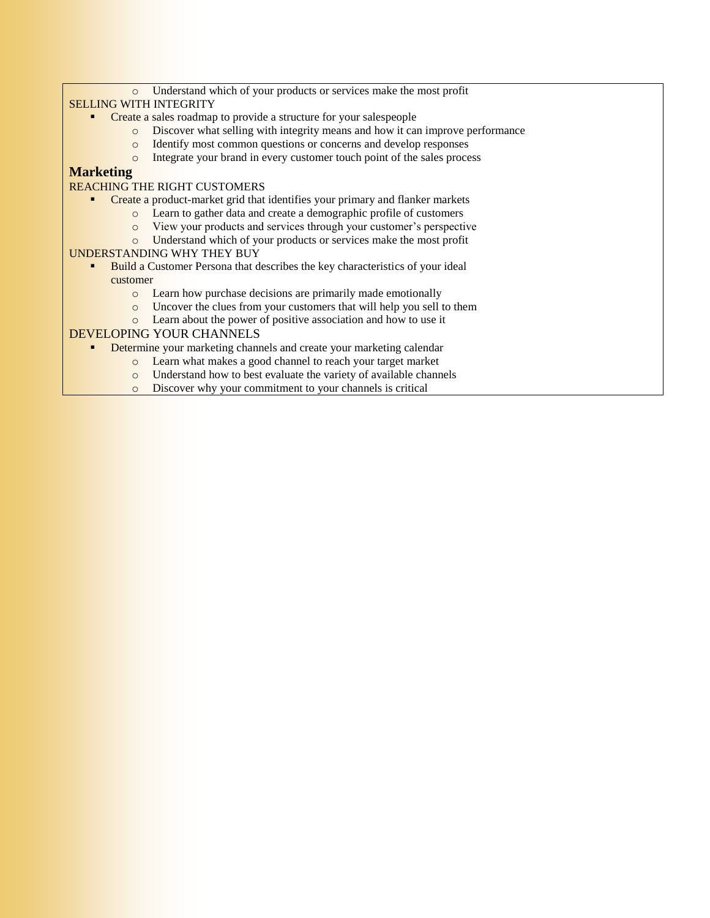- Understand which of your products or services make the most profit

SELLING WITH INTEGRITY

- Create a sales roadmap to provide a structure for your salespeople
  - Discover what selling with integrity means and how it can improve performance
  - Identify most common questions or concerns and develop responses
  - Integrate your brand in every customer touch point of the sales process

## Marketing

REACHING THE RIGHT CUSTOMERS

- Create a product-market grid that identifies your primary and flanker markets
  - Learn to gather data and create a demographic profile of customers
  - View your products and services through your customer's perspective
  - Understand which of your products or services make the most profit

UNDERSTANDING WHY THEY BUY

- Build a Customer Persona that describes the key characteristics of your ideal customer
  - Learn how purchase decisions are primarily made emotionally
  - Uncover the clues from your customers that will help you sell to them
  - Learn about the power of positive association and how to use it

DEVELOPING YOUR CHANNELS

- Determine your marketing channels and create your marketing calendar
  - Learn what makes a good channel to reach your target market
  - Understand how to best evaluate the variety of available channels
  - Discover why your commitment to your channels is critical